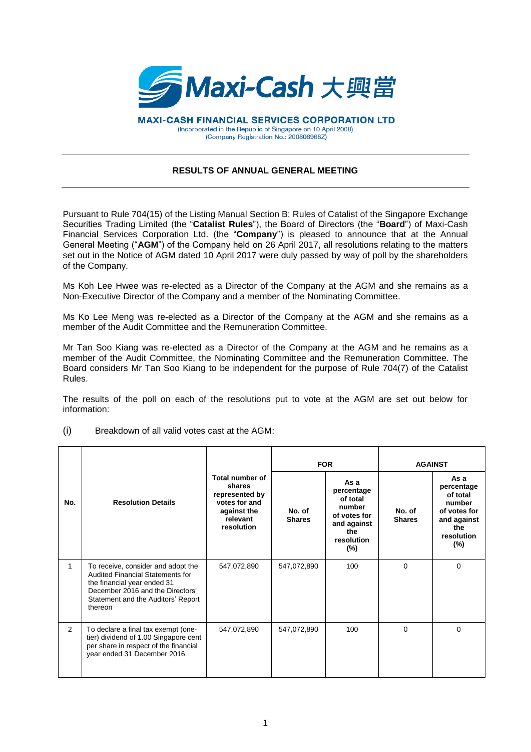# Maxi-Cash 大興當

**MAXI-CASH FINANCIAL SERVICES CORPORATION LTD**
(Incorporated in the Republic of Singapore on 10 April 2008)
(Company Registration No.: 200806968Z)

---

## RESULTS OF ANNUAL GENERAL MEETING

---

Pursuant to Rule 704(15) of the Listing Manual Section B: Rules of Catalist of the Singapore Exchange Securities Trading Limited (the "**Catalist Rules**"), the Board of Directors (the "**Board**") of Maxi-Cash Financial Services Corporation Ltd. (the "**Company**") is pleased to announce that at the Annual General Meeting ("**AGM**") of the Company held on 26 April 2017, all resolutions relating to the matters set out in the Notice of AGM dated 10 April 2017 were duly passed by way of poll by the shareholders of the Company.

Ms Koh Lee Hwee was re-elected as a Director of the Company at the AGM and she remains as a Non-Executive Director of the Company and a member of the Nominating Committee.

Ms Ko Lee Meng was re-elected as a Director of the Company at the AGM and she remains as a member of the Audit Committee and the Remuneration Committee.

Mr Tan Soo Kiang was re-elected as a Director of the Company at the AGM and he remains as a member of the Audit Committee, the Nominating Committee and the Remuneration Committee. The Board considers Mr Tan Soo Kiang to be independent for the purpose of Rule 704(7) of the Catalist Rules.

The results of the poll on each of the resolutions put to vote at the AGM are set out below for information:

(i) Breakdown of all valid votes cast at the AGM:

| No. | Resolution Details | Total number of shares represented by votes for and against the relevant resolution | FOR | | AGAINST | |
|---|---|---|---|---|---|---|
| | | | No. of Shares | As a percentage of total number of votes for and against the resolution (%) | No. of Shares | As a percentage of total number of votes for and against the resolution (%) |
| 1 | To receive, consider and adopt the Audited Financial Statements for the financial year ended 31 December 2016 and the Directors' Statement and the Auditors' Report thereon | 547,072,890 | 547,072,890 | 100 | 0 | 0 |
| 2 | To declare a final tax exempt (one-tier) dividend of 1.00 Singapore cent per share in respect of the financial year ended 31 December 2016 | 547,072,890 | 547,072,890 | 100 | 0 | 0 |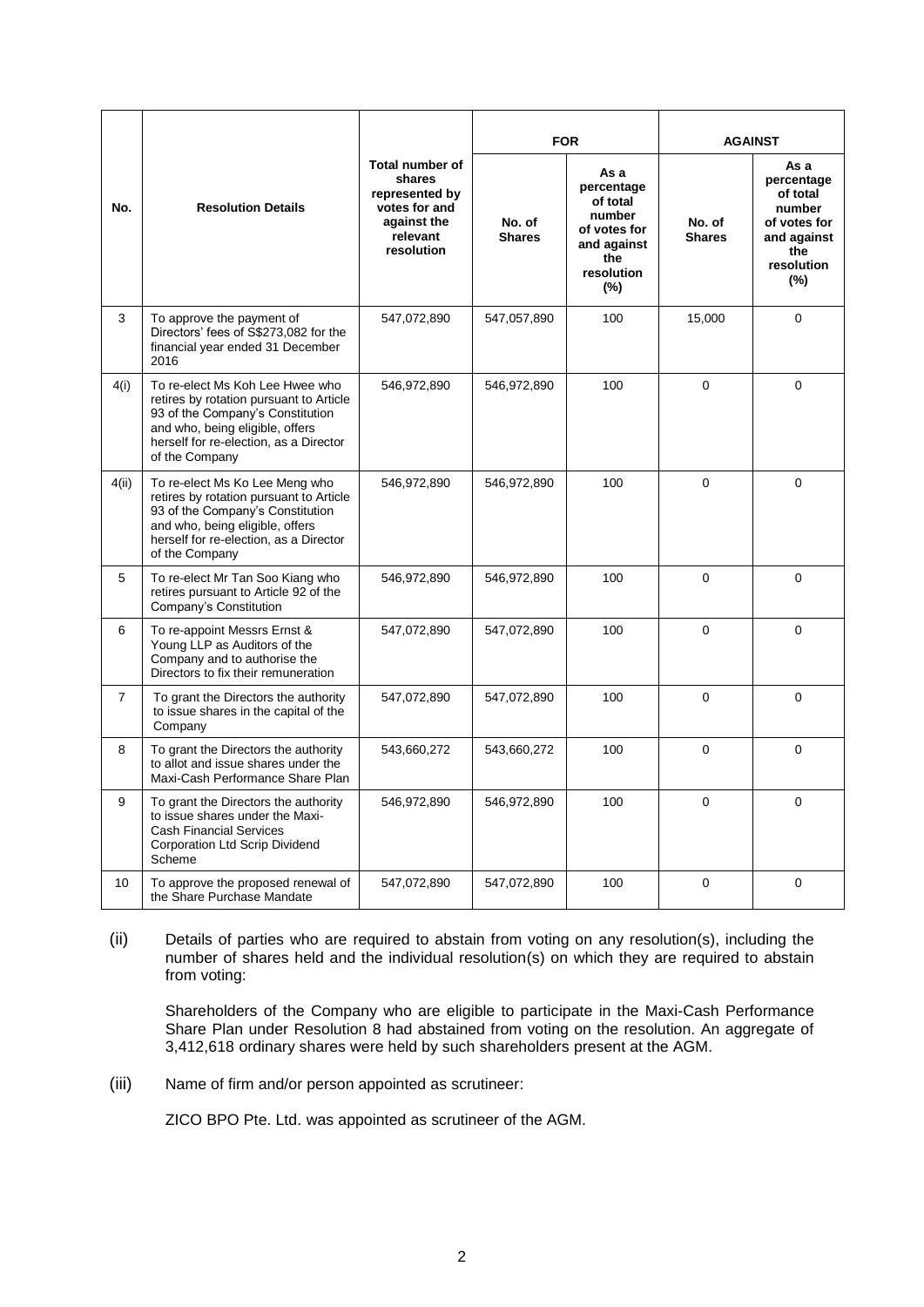| No. | Resolution Details | Total number of shares represented by votes for and against the relevant resolution | FOR | | AGAINST | |
|---|---|---|---|---|---|---|
| | | | No. of Shares | As a percentage of total number of votes for and against the resolution (%) | No. of Shares | As a percentage of total number of votes for and against the resolution (%) |
| 3 | To approve the payment of Directors' fees of S$273,082 for the financial year ended 31 December 2016 | 547,072,890 | 547,057,890 | 100 | 15,000 | 0 |
| 4(i) | To re-elect Ms Koh Lee Hwee who retires by rotation pursuant to Article 93 of the Company's Constitution and who, being eligible, offers herself for re-election, as a Director of the Company | 546,972,890 | 546,972,890 | 100 | 0 | 0 |
| 4(ii) | To re-elect Ms Ko Lee Meng who retires by rotation pursuant to Article 93 of the Company's Constitution and who, being eligible, offers herself for re-election, as a Director of the Company | 546,972,890 | 546,972,890 | 100 | 0 | 0 |
| 5 | To re-elect Mr Tan Soo Kiang who retires pursuant to Article 92 of the Company's Constitution | 546,972,890 | 546,972,890 | 100 | 0 | 0 |
| 6 | To re-appoint Messrs Ernst & Young LLP as Auditors of the Company and to authorise the Directors to fix their remuneration | 547,072,890 | 547,072,890 | 100 | 0 | 0 |
| 7 | To grant the Directors the authority to issue shares in the capital of the Company | 547,072,890 | 547,072,890 | 100 | 0 | 0 |
| 8 | To grant the Directors the authority to allot and issue shares under the Maxi-Cash Performance Share Plan | 543,660,272 | 543,660,272 | 100 | 0 | 0 |
| 9 | To grant the Directors the authority to issue shares under the Maxi-Cash Financial Services Corporation Ltd Scrip Dividend Scheme | 546,972,890 | 546,972,890 | 100 | 0 | 0 |
| 10 | To approve the proposed renewal of the Share Purchase Mandate | 547,072,890 | 547,072,890 | 100 | 0 | 0 |

(ii) Details of parties who are required to abstain from voting on any resolution(s), including the number of shares held and the individual resolution(s) on which they are required to abstain from voting:

Shareholders of the Company who are eligible to participate in the Maxi-Cash Performance Share Plan under Resolution 8 had abstained from voting on the resolution. An aggregate of 3,412,618 ordinary shares were held by such shareholders present at the AGM.

(iii) Name of firm and/or person appointed as scrutineer:

ZICO BPO Pte. Ltd. was appointed as scrutineer of the AGM.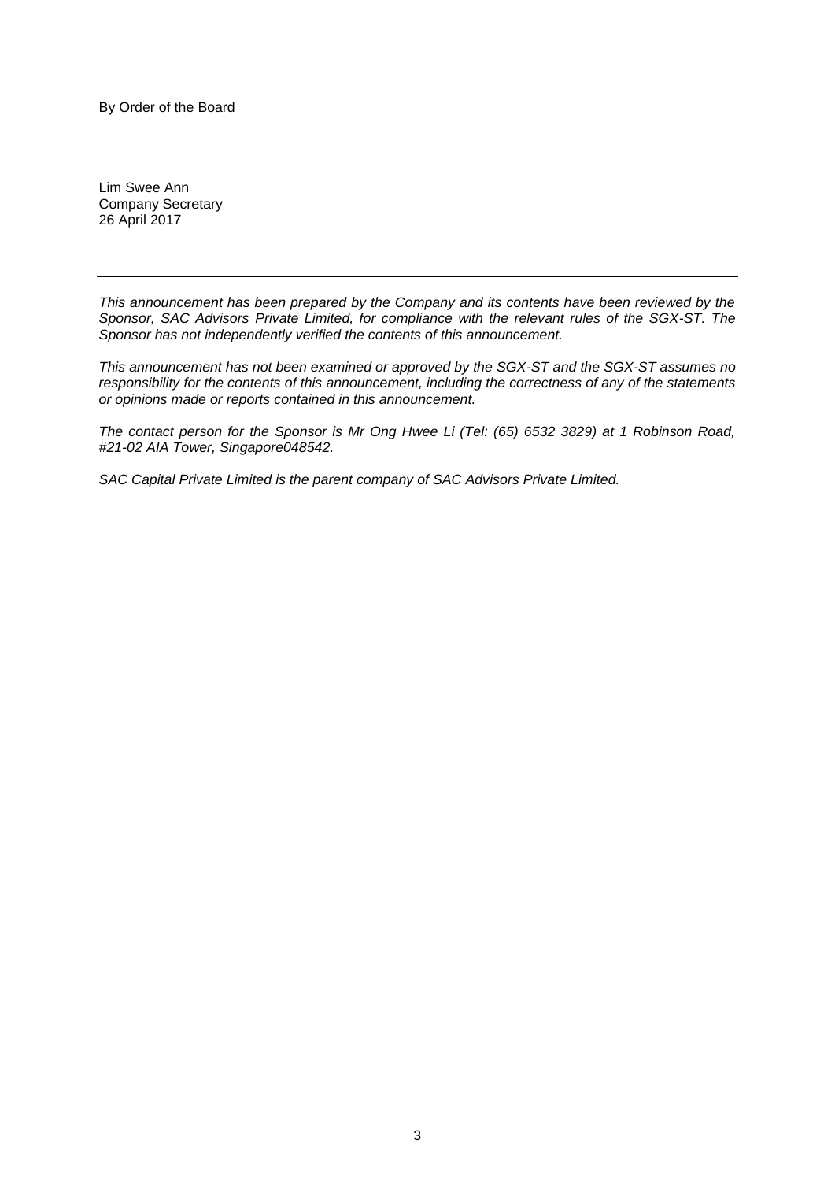By Order of the Board

Lim Swee Ann
Company Secretary
26 April 2017

---

*This announcement has been prepared by the Company and its contents have been reviewed by the Sponsor, SAC Advisors Private Limited, for compliance with the relevant rules of the SGX-ST. The Sponsor has not independently verified the contents of this announcement.*

*This announcement has not been examined or approved by the SGX-ST and the SGX-ST assumes no responsibility for the contents of this announcement, including the correctness of any of the statements or opinions made or reports contained in this announcement.*

*The contact person for the Sponsor is Mr Ong Hwee Li (Tel: (65) 6532 3829) at 1 Robinson Road, #21-02 AIA Tower, Singapore048542.*

*SAC Capital Private Limited is the parent company of SAC Advisors Private Limited.*